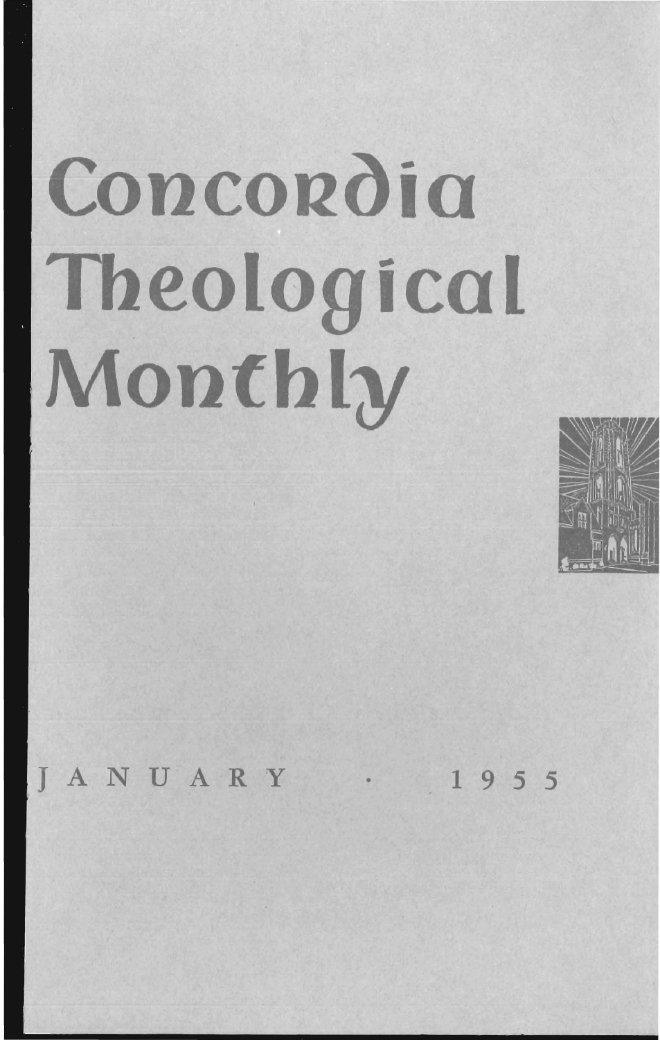# Concordia Theological Monthly

JANUARY · 1955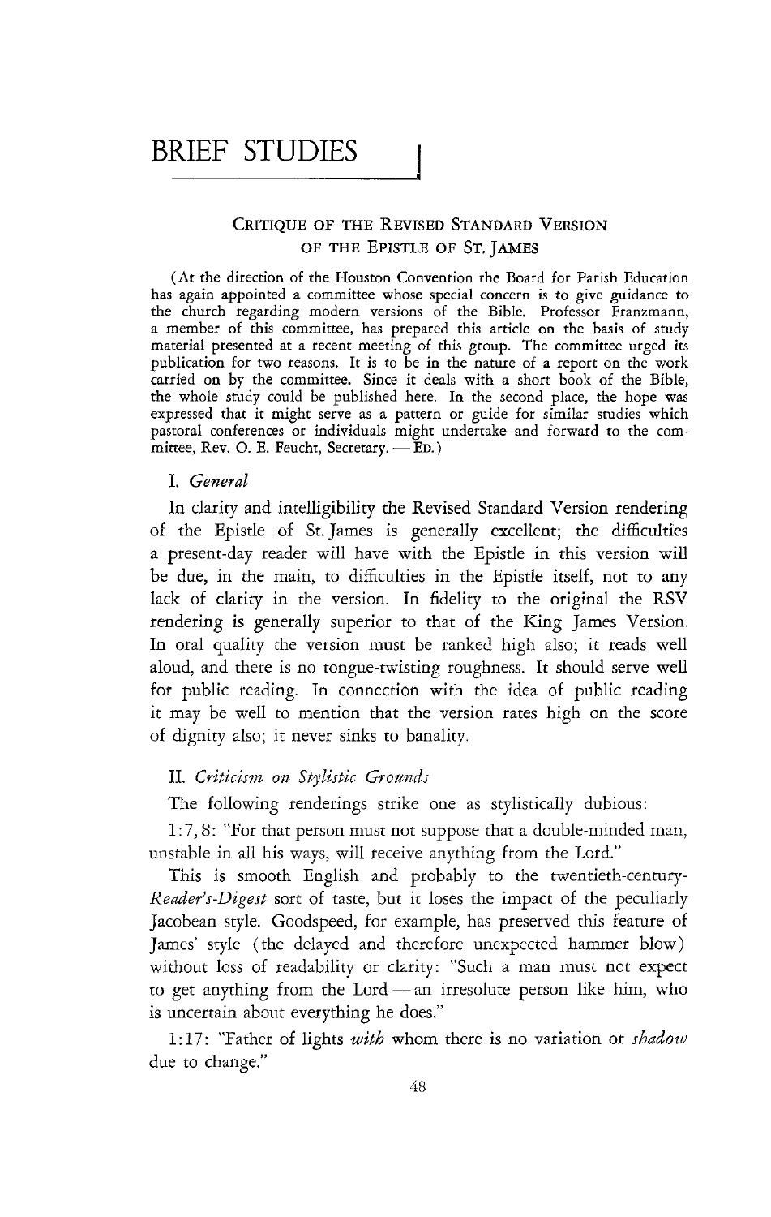# BRIEF STUDIES

## CRITIQUE OF THE REVISED STANDARD VERSION OF THE EPISTLE OF ST. JAMES

(At the direction of the Houston Convention the Board for Parish Education has again appointed a committee whose special concern is to give guidance to the church regarding modern versions of the Bible. Professor Franzmann, a member of this committee, has prepared this article on the basis of study material presented at a recent meeting of this group. The committee urged its publication for two reasons. It is to be in the nature of a report on the work carried on by the committee. Since it deals with a short book of the Bible, the whole study could be published here. In the second place, the hope was expressed that it might serve as a pattern or guide for similar studies which pastoral conferences or individuals might undertake and forward to the committee, Rev. O. E. Feucht, Secretary. — ED.)

### I. *General*

In clarity and intelligibility the Revised Standard Version rendering of the Epistle of St. James is generally excellent; the difficulties a present-day reader will have with the Epistle in this version will be due, in the main, to difficulties in the Epistle itself, not to any lack of clarity in the version. In fidelity to the original the RSV rendering is generally superior to that of the King James Version. In oral quality the version must be ranked high also; it reads well aloud, and there is no tongue-twisting roughness. It should serve well for public reading. In connection with the idea of public reading it may be well to mention that the version rates high on the score of dignity also; it never sinks to banality.

### II. *Criticism on Stylistic Grounds*

The following renderings strike one as stylistically dubious:

1:7, 8: "For that person must not suppose that a double-minded man, unstable in all his ways, will receive anything from the Lord."

This is smooth English and probably to the twentieth-century-*Reader's-Digest* sort of taste, but it loses the impact of the peculiarly Jacobean style. Goodspeed, for example, has preserved this feature of James' style (the delayed and therefore unexpected hammer blow) without loss of readability or clarity: "Such a man must not expect to get anything from the Lord — an irresolute person like him, who is uncertain about everything he does."

1:17: "Father of lights *with* whom there is no variation or *shadow* due to change."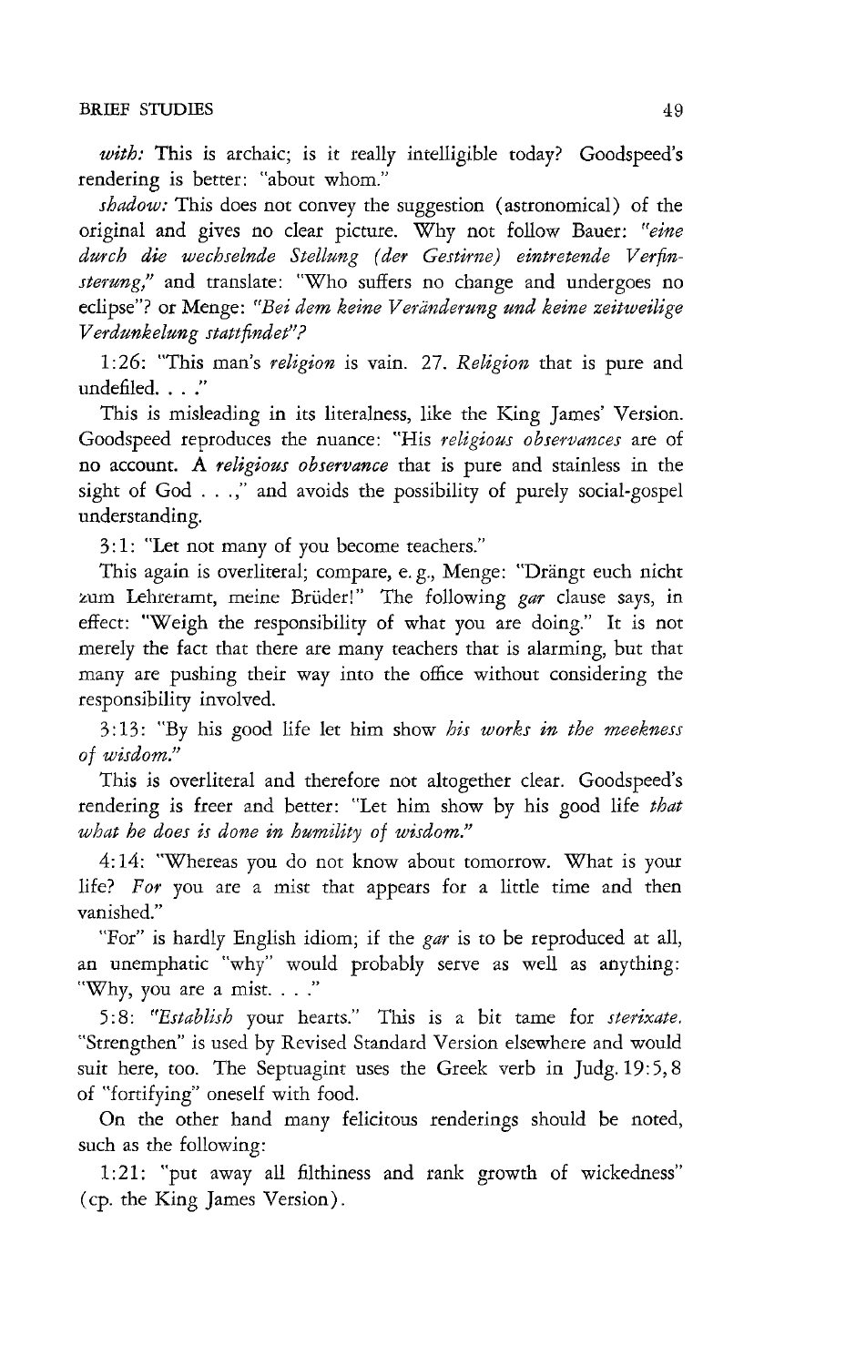*with:* This is archaic; is it really intelligible today? Goodspeed's rendering is better: "about whom."

*shadow:* This does not convey the suggestion (astronomical) of the original and gives no clear picture. Why not follow Bauer: *"eine durch die wechselnde Stellung (der Gestirne) eintretende Verfinsterung,"* and translate: "Who suffers no change and undergoes no eclipse"? or Menge: *"Bei dem keine Veränderung und keine zeitweilige Verdunkelung stattfindet"?*

1:26: "This man's *religion* is vain. 27. *Religion* that is pure and undefiled. . . ."

This is misleading in its literalness, like the King James' Version. Goodspeed reproduces the nuance: "His *religious observances* are of no account. A *religious observance* that is pure and stainless in the sight of God . . .," and avoids the possibility of purely social-gospel understanding.

3:1: "Let not many of you become teachers."

This again is overliteral; compare, e. g., Menge: "Drängt euch nicht zum Lehreramt, meine Brüder!" The following *gar* clause says, in effect: "Weigh the responsibility of what you are doing." It is not merely the fact that there are many teachers that is alarming, but that many are pushing their way into the office without considering the responsibility involved.

3:13: "By his good life let him show *his works in the meekness of wisdom."*

This is overliteral and therefore not altogether clear. Goodspeed's rendering is freer and better: "Let him show by his good life *that what he does is done in humility of wisdom."*

4:14: "Whereas you do not know about tomorrow. What is your life? *For* you are a mist that appears for a little time and then vanished."

"For" is hardly English idiom; if the *gar* is to be reproduced at all, an unemphatic "why" would probably serve as well as anything: "Why, you are a mist. . . ."

5:8: *"Establish* your hearts." This is a bit tame for *sterixate.* "Strengthen" is used by Revised Standard Version elsewhere and would suit here, too. The Septuagint uses the Greek verb in Judg. 19:5, 8 of "fortifying" oneself with food.

On the other hand many felicitous renderings should be noted, such as the following:

1:21: "put away all filthiness and rank growth of wickedness" (cp. the King James Version).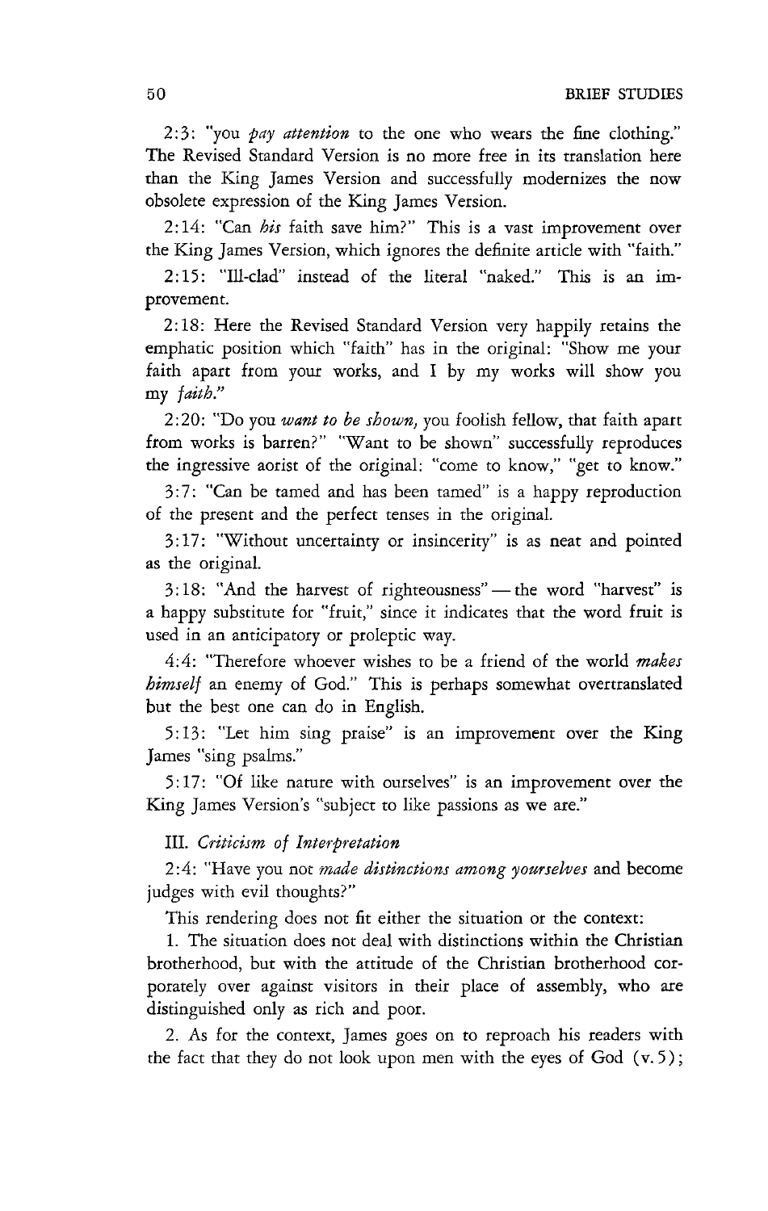2:3: "you *pay attention* to the one who wears the fine clothing." The Revised Standard Version is no more free in its translation here than the King James Version and successfully modernizes the now obsolete expression of the King James Version.

2:14: "Can *his* faith save him?" This is a vast improvement over the King James Version, which ignores the definite article with "faith."

2:15: "Ill-clad" instead of the literal "naked." This is an improvement.

2:18: Here the Revised Standard Version very happily retains the emphatic position which "faith" has in the original: "Show me your faith apart from your works, and I by my works will show you my *faith*."

2:20: "Do you *want to be shown,* you foolish fellow, that faith apart from works is barren?" "Want to be shown" successfully reproduces the ingressive aorist of the original: "come to know," "get to know."

3:7: "Can be tamed and has been tamed" is a happy reproduction of the present and the perfect tenses in the original.

3:17: "Without uncertainty or insincerity" is as neat and pointed as the original.

3:18: "And the harvest of righteousness" — the word "harvest" is a happy substitute for "fruit," since it indicates that the word fruit is used in an anticipatory or proleptic way.

4:4: "Therefore whoever wishes to be a friend of the world *makes himself* an enemy of God." This is perhaps somewhat overtranslated but the best one can do in English.

5:13: "Let him sing praise" is an improvement over the King James "sing psalms."

5:17: "Of like nature with ourselves" is an improvement over the King James Version's "subject to like passions as we are."

### III. *Criticism of Interpretation*

2:4: "Have you not *made distinctions among yourselves* and become judges with evil thoughts?"

This rendering does not fit either the situation or the context:

1. The situation does not deal with distinctions within the Christian brotherhood, but with the attitude of the Christian brotherhood corporately over against visitors in their place of assembly, who are distinguished only as rich and poor.

2. As for the context, James goes on to reproach his readers with the fact that they do not look upon men with the eyes of God (v. 5);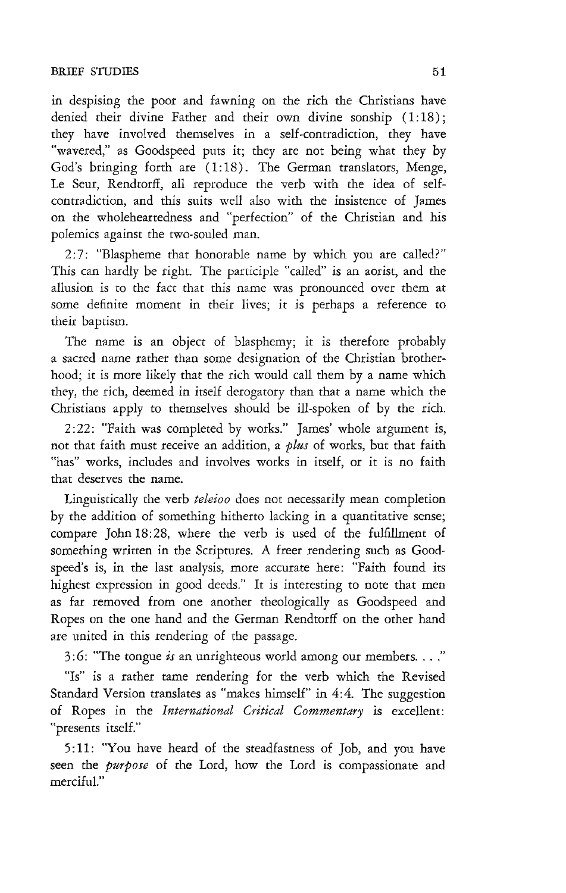in despising the poor and fawning on the rich the Christians have denied their divine Father and their own divine sonship (1:18); they have involved themselves in a self-contradiction, they have "wavered," as Goodspeed puts it; they are not being what they by God's bringing forth are (1:18). The German translators, Menge, Le Seur, Rendtorff, all reproduce the verb with the idea of self-contradiction, and this suits well also with the insistence of James on the wholeheartedness and "perfection" of the Christian and his polemics against the two-souled man.

2:7: "Blaspheme that honorable name by which you are called?" This can hardly be right. The participle "called" is an aorist, and the allusion is to the fact that this name was pronounced over them at some definite moment in their lives; it is perhaps a reference to their baptism.

The name is an object of blasphemy; it is therefore probably a sacred name rather than some designation of the Christian brotherhood; it is more likely that the rich would call them by a name which they, the rich, deemed in itself derogatory than that a name which the Christians apply to themselves should be ill-spoken of by the rich.

2:22: "Faith was completed by works." James' whole argument is, not that faith must receive an addition, a *plus* of works, but that faith "has" works, includes and involves works in itself, or it is no faith that deserves the name.

Linguistically the verb *teleioo* does not necessarily mean completion by the addition of something hitherto lacking in a quantitative sense; compare John 18:28, where the verb is used of the fulfillment of something written in the Scriptures. A freer rendering such as Goodspeed's is, in the last analysis, more accurate here: "Faith found its highest expression in good deeds." It is interesting to note that men as far removed from one another theologically as Goodspeed and Ropes on the one hand and the German Rendtorff on the other hand are united in this rendering of the passage.

3:6: "The tongue *is* an unrighteous world among our members. . . ."

"Is" is a rather tame rendering for the verb which the Revised Standard Version translates as "makes himself" in 4:4. The suggestion of Ropes in the *International Critical Commentary* is excellent: "presents itself."

5:11: "You have heard of the steadfastness of Job, and you have seen the *purpose* of the Lord, how the Lord is compassionate and merciful."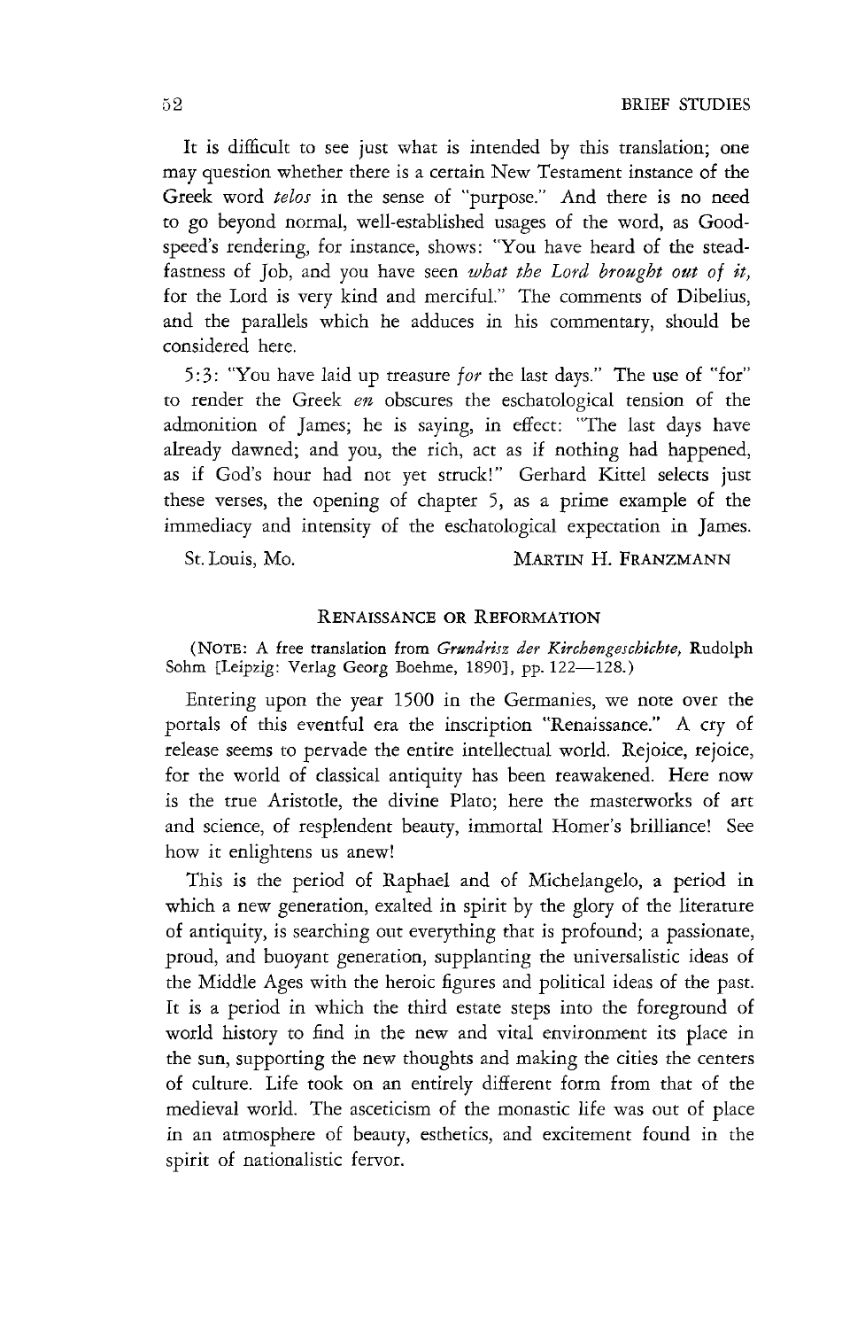It is difficult to see just what is intended by this translation; one may question whether there is a certain New Testament instance of the Greek word *telos* in the sense of "purpose." And there is no need to go beyond normal, well-established usages of the word, as Goodspeed's rendering, for instance, shows: "You have heard of the steadfastness of Job, and you have seen *what the Lord brought out of it,* for the Lord is very kind and merciful." The comments of Dibelius, and the parallels which he adduces in his commentary, should be considered here.

5:3: "You have laid up treasure *for* the last days." The use of "for" to render the Greek *en* obscures the eschatological tension of the admonition of James; he is saying, in effect: "The last days have already dawned; and you, the rich, act as if nothing had happened, as if God's hour had not yet struck!" Gerhard Kittel selects just these verses, the opening of chapter 5, as a prime example of the immediacy and intensity of the eschatological expectation in James.

St. Louis, Mo. MARTIN H. FRANZMANN

## RENAISSANCE OR REFORMATION

(NOTE: A free translation from *Grundrisz der Kirchengeschichte,* Rudolph Sohm [Leipzig: Verlag Georg Boehme, 1890], pp. 122—128.)

Entering upon the year 1500 in the Germanies, we note over the portals of this eventful era the inscription "Renaissance." A cry of release seems to pervade the entire intellectual world. Rejoice, rejoice, for the world of classical antiquity has been reawakened. Here now is the true Aristotle, the divine Plato; here the masterworks of art and science, of resplendent beauty, immortal Homer's brilliance! See how it enlightens us anew!

This is the period of Raphael and of Michelangelo, a period in which a new generation, exalted in spirit by the glory of the literature of antiquity, is searching out everything that is profound; a passionate, proud, and buoyant generation, supplanting the universalistic ideas of the Middle Ages with the heroic figures and political ideas of the past. It is a period in which the third estate steps into the foreground of world history to find in the new and vital environment its place in the sun, supporting the new thoughts and making the cities the centers of culture. Life took on an entirely different form from that of the medieval world. The asceticism of the monastic life was out of place in an atmosphere of beauty, esthetics, and excitement found in the spirit of nationalistic fervor.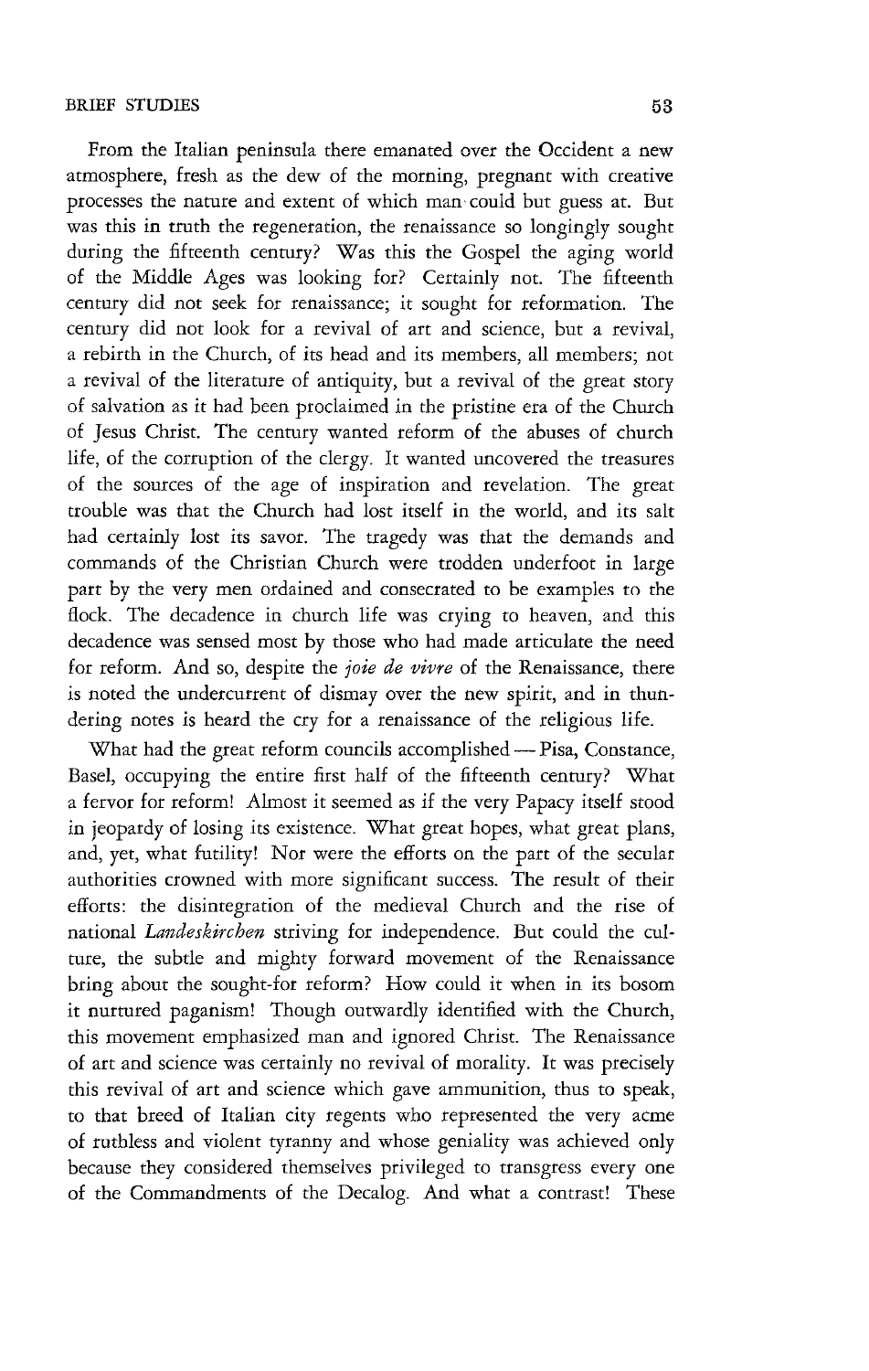From the Italian peninsula there emanated over the Occident a new atmosphere, fresh as the dew of the morning, pregnant with creative processes the nature and extent of which man could but guess at. But was this in truth the regeneration, the renaissance so longingly sought during the fifteenth century? Was this the Gospel the aging world of the Middle Ages was looking for? Certainly not. The fifteenth century did not seek for renaissance; it sought for reformation. The century did not look for a revival of art and science, but a revival, a rebirth in the Church, of its head and its members, all members; not a revival of the literature of antiquity, but a revival of the great story of salvation as it had been proclaimed in the pristine era of the Church of Jesus Christ. The century wanted reform of the abuses of church life, of the corruption of the clergy. It wanted uncovered the treasures of the sources of the age of inspiration and revelation. The great trouble was that the Church had lost itself in the world, and its salt had certainly lost its savor. The tragedy was that the demands and commands of the Christian Church were trodden underfoot in large part by the very men ordained and consecrated to be examples to the flock. The decadence in church life was crying to heaven, and this decadence was sensed most by those who had made articulate the need for reform. And so, despite the *joie de vivre* of the Renaissance, there is noted the undercurrent of dismay over the new spirit, and in thundering notes is heard the cry for a renaissance of the religious life.

What had the great reform councils accomplished — Pisa, Constance, Basel, occupying the entire first half of the fifteenth century? What a fervor for reform! Almost it seemed as if the very Papacy itself stood in jeopardy of losing its existence. What great hopes, what great plans, and, yet, what futility! Nor were the efforts on the part of the secular authorities crowned with more significant success. The result of their efforts: the disintegration of the medieval Church and the rise of national *Landeskirchen* striving for independence. But could the culture, the subtle and mighty forward movement of the Renaissance bring about the sought-for reform? How could it when in its bosom it nurtured paganism! Though outwardly identified with the Church, this movement emphasized man and ignored Christ. The Renaissance of art and science was certainly no revival of morality. It was precisely this revival of art and science which gave ammunition, thus to speak, to that breed of Italian city regents who represented the very acme of ruthless and violent tyranny and whose geniality was achieved only because they considered themselves privileged to transgress every one of the Commandments of the Decalog. And what a contrast! These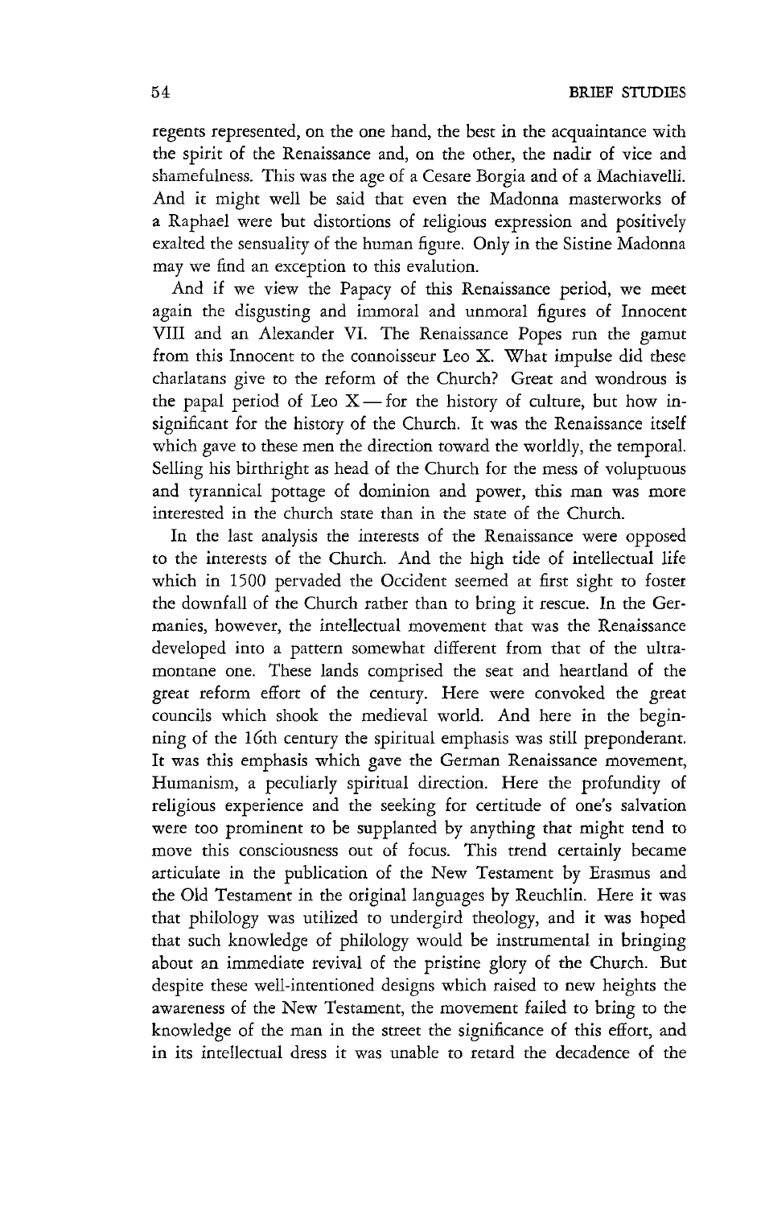regents represented, on the one hand, the best in the acquaintance with the spirit of the Renaissance and, on the other, the nadir of vice and shamefulness. This was the age of a Cesare Borgia and of a Machiavelli. And it might well be said that even the Madonna masterworks of a Raphael were but distortions of religious expression and positively exalted the sensuality of the human figure. Only in the Sistine Madonna may we find an exception to this evalution.

And if we view the Papacy of this Renaissance period, we meet again the disgusting and immoral and unmoral figures of Innocent VIII and an Alexander VI. The Renaissance Popes run the gamut from this Innocent to the connoisseur Leo X. What impulse did these charlatans give to the reform of the Church? Great and wondrous is the papal period of Leo X — for the history of culture, but how insignificant for the history of the Church. It was the Renaissance itself which gave to these men the direction toward the worldly, the temporal. Selling his birthright as head of the Church for the mess of voluptuous and tyrannical pottage of dominion and power, this man was more interested in the church state than in the state of the Church.

In the last analysis the interests of the Renaissance were opposed to the interests of the Church. And the high tide of intellectual life which in 1500 pervaded the Occident seemed at first sight to foster the downfall of the Church rather than to bring it rescue. In the Germanies, however, the intellectual movement that was the Renaissance developed into a pattern somewhat different from that of the ultramontane one. These lands comprised the seat and heartland of the great reform effort of the century. Here were convoked the great councils which shook the medieval world. And here in the beginning of the 16th century the spiritual emphasis was still preponderant. It was this emphasis which gave the German Renaissance movement, Humanism, a peculiarly spiritual direction. Here the profundity of religious experience and the seeking for certitude of one's salvation were too prominent to be supplanted by anything that might tend to move this consciousness out of focus. This trend certainly became articulate in the publication of the New Testament by Erasmus and the Old Testament in the original languages by Reuchlin. Here it was that philology was utilized to undergird theology, and it was hoped that such knowledge of philology would be instrumental in bringing about an immediate revival of the pristine glory of the Church. But despite these well-intentioned designs which raised to new heights the awareness of the New Testament, the movement failed to bring to the knowledge of the man in the street the significance of this effort, and in its intellectual dress it was unable to retard the decadence of the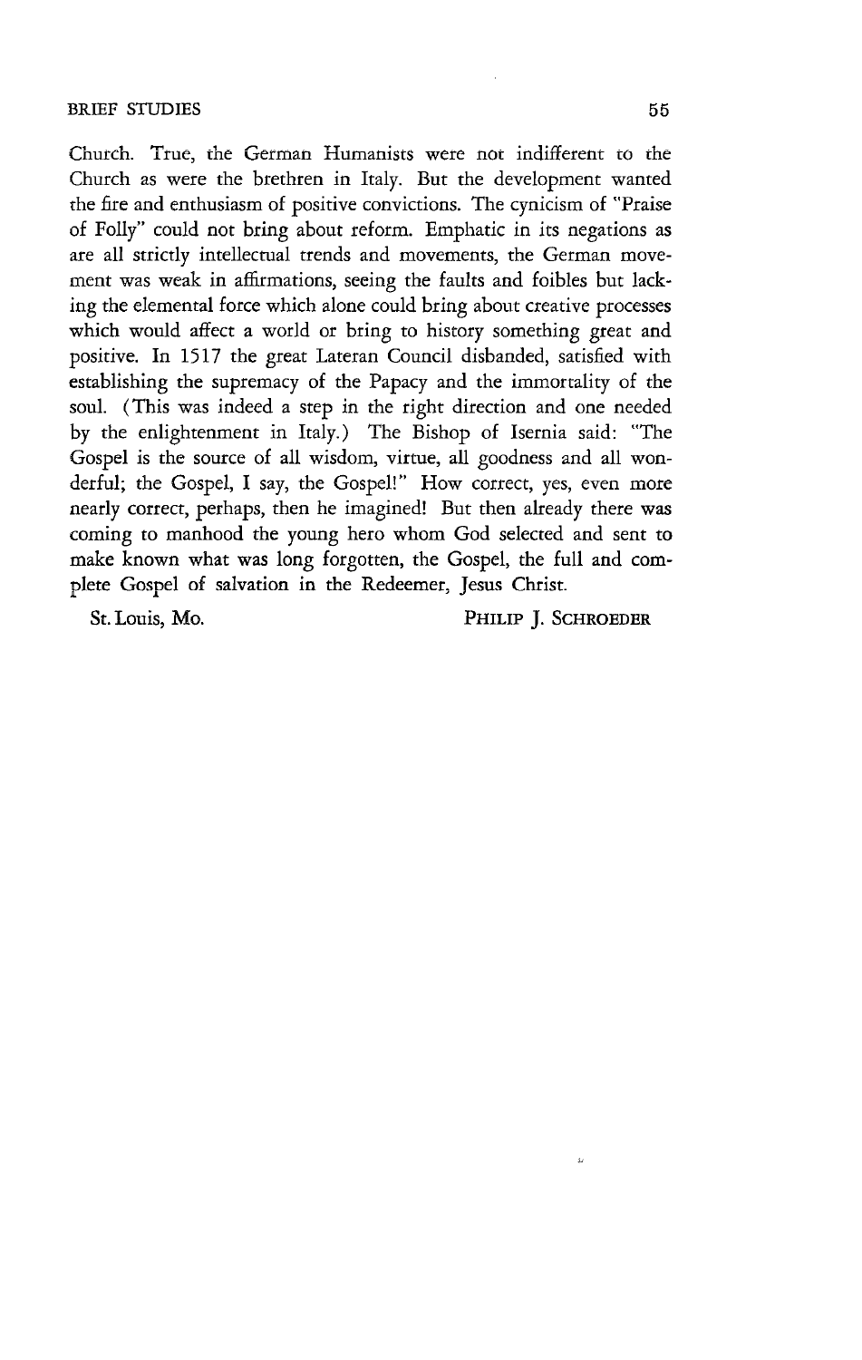Church. True, the German Humanists were not indifferent to the Church as were the brethren in Italy. But the development wanted the fire and enthusiasm of positive convictions. The cynicism of "Praise of Folly" could not bring about reform. Emphatic in its negations as are all strictly intellectual trends and movements, the German movement was weak in affirmations, seeing the faults and foibles but lacking the elemental force which alone could bring about creative processes which would affect a world or bring to history something great and positive. In 1517 the great Lateran Council disbanded, satisfied with establishing the supremacy of the Papacy and the immortality of the soul. (This was indeed a step in the right direction and one needed by the enlightenment in Italy.) The Bishop of Isernia said: "The Gospel is the source of all wisdom, virtue, all goodness and all wonderful; the Gospel, I say, the Gospel!" How correct, yes, even more nearly correct, perhaps, then he imagined! But then already there was coming to manhood the young hero whom God selected and sent to make known what was long forgotten, the Gospel, the full and complete Gospel of salvation in the Redeemer, Jesus Christ.

St. Louis, Mo. PHILIP J. SCHROEDER